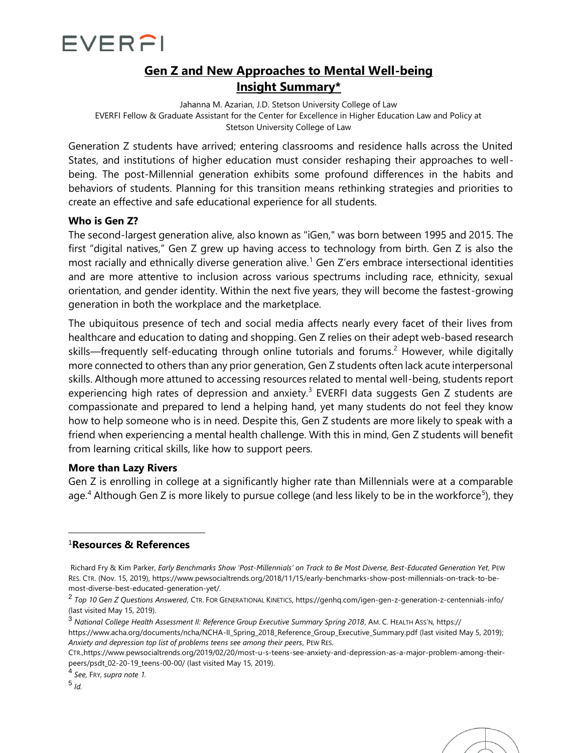EVERFI

# Gen Z and New Approaches to Mental Well-being Insight Summary*

Jahanna M. Azarian, J.D. Stetson University College of Law
EVERFI Fellow & Graduate Assistant for the Center for Excellence in Higher Education Law and Policy at Stetson University College of Law

Generation Z students have arrived; entering classrooms and residence halls across the United States, and institutions of higher education must consider reshaping their approaches to well-being. The post-Millennial generation exhibits some profound differences in the habits and behaviors of students. Planning for this transition means rethinking strategies and priorities to create an effective and safe educational experience for all students.

**Who is Gen Z?**

The second-largest generation alive, also known as "iGen," was born between 1995 and 2015. The first "digital natives," Gen Z grew up having access to technology from birth. Gen Z is also the most racially and ethnically diverse generation alive.[1] Gen Z'ers embrace intersectional identities and are more attentive to inclusion across various spectrums including race, ethnicity, sexual orientation, and gender identity. Within the next five years, they will become the fastest-growing generation in both the workplace and the marketplace.

The ubiquitous presence of tech and social media affects nearly every facet of their lives from healthcare and education to dating and shopping. Gen Z relies on their adept web-based research skills—frequently self-educating through online tutorials and forums.[2] However, while digitally more connected to others than any prior generation, Gen Z students often lack acute interpersonal skills. Although more attuned to accessing resources related to mental well-being, students report experiencing high rates of depression and anxiety.[3] EVERFI data suggests Gen Z students are compassionate and prepared to lend a helping hand, yet many students do not feel they know how to help someone who is in need. Despite this, Gen Z students are more likely to speak with a friend when experiencing a mental health challenge. With this in mind, Gen Z students will benefit from learning critical skills, like how to support peers.

**More than Lazy Rivers**

Gen Z is enrolling in college at a significantly higher rate than Millennials were at a comparable age.[4] Although Gen Z is more likely to pursue college (and less likely to be in the workforce[5]), they

---

[1]**Resources & References**

Richard Fry & Kim Parker, *Early Benchmarks Show 'Post-Millennials' on Track to Be Most Diverse, Best-Educated Generation Yet*, PEW RES. CTR. (Nov. 15, 2019), https://www.pewsocialtrends.org/2018/11/15/early-benchmarks-show-post-millennials-on-track-to-be-most-diverse-best-educated-generation-yet/.

[2] *Top 10 Gen Z Questions Answered*, CTR. FOR GENERATIONAL KINETICS, https://genhq.com/igen-gen-z-generation-z-centennials-info/ (last visited May 15, 2019).

[3] *National College Health Assessment II: Reference Group Executive Summary Spring 2018*, AM. C. HEALTH ASS'N, https:// https://www.acha.org/documents/ncha/NCHA-II_Spring_2018_Reference_Group_Executive_Summary.pdf (last visited May 5, 2019); *Anxiety and depression top list of problems teens see among their peers*, PEW RES. CTR.,https://www.pewsocialtrends.org/2019/02/20/most-u-s-teens-see-anxiety-and-depression-as-a-major-problem-among-their-peers/psdt_02-20-19_teens-00-00/ (last visited May 15, 2019).

[4] *See,* FRY, *supra note 1.*

[5] *Id.*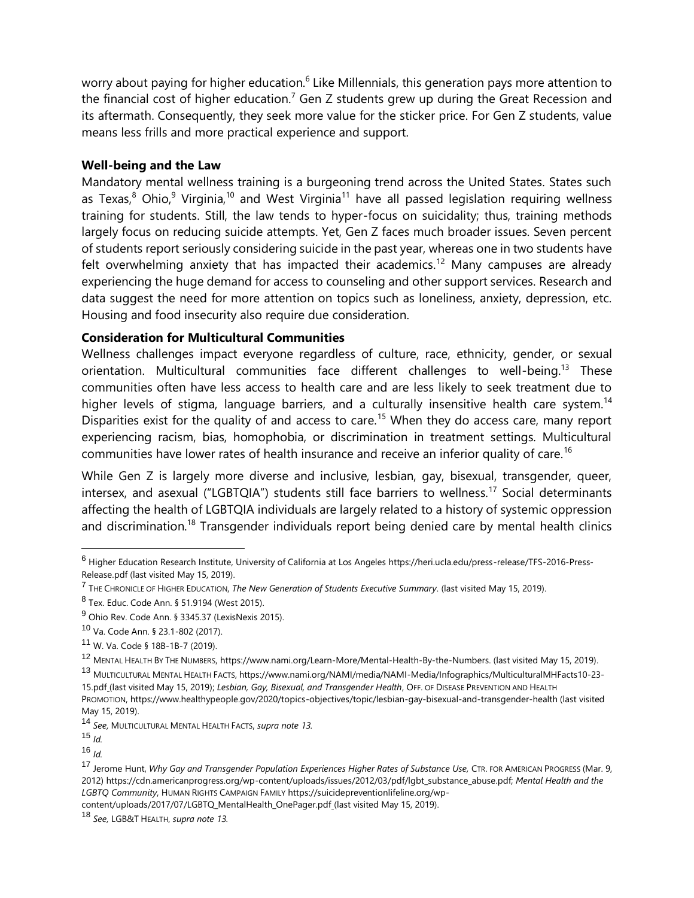worry about paying for higher education.[6] Like Millennials, this generation pays more attention to the financial cost of higher education.[7] Gen Z students grew up during the Great Recession and its aftermath. Consequently, they seek more value for the sticker price. For Gen Z students, value means less frills and more practical experience and support.

**Well-being and the Law**

Mandatory mental wellness training is a burgeoning trend across the United States. States such as Texas,[8] Ohio,[9] Virginia,[10] and West Virginia[11] have all passed legislation requiring wellness training for students. Still, the law tends to hyper-focus on suicidality; thus, training methods largely focus on reducing suicide attempts. Yet, Gen Z faces much broader issues. Seven percent of students report seriously considering suicide in the past year, whereas one in two students have felt overwhelming anxiety that has impacted their academics.[12] Many campuses are already experiencing the huge demand for access to counseling and other support services. Research and data suggest the need for more attention on topics such as loneliness, anxiety, depression, etc. Housing and food insecurity also require due consideration.

**Consideration for Multicultural Communities**

Wellness challenges impact everyone regardless of culture, race, ethnicity, gender, or sexual orientation. Multicultural communities face different challenges to well-being.[13] These communities often have less access to health care and are less likely to seek treatment due to higher levels of stigma, language barriers, and a culturally insensitive health care system.[14] Disparities exist for the quality of and access to care.[15] When they do access care, many report experiencing racism, bias, homophobia, or discrimination in treatment settings. Multicultural communities have lower rates of health insurance and receive an inferior quality of care.[16]

While Gen Z is largely more diverse and inclusive, lesbian, gay, bisexual, transgender, queer, intersex, and asexual ("LGBTQIA") students still face barriers to wellness.[17] Social determinants affecting the health of LGBTQIA individuals are largely related to a history of systemic oppression and discrimination.[18] Transgender individuals report being denied care by mental health clinics

---

[6] Higher Education Research Institute, University of California at Los Angeles https://heri.ucla.edu/press-release/TFS-2016-Press-Release.pdf (last visited May 15, 2019).

[7] THE CHRONICLE OF HIGHER EDUCATION, *The New Generation of Students Executive Summary*. (last visited May 15, 2019).

[8] Tex. Educ. Code Ann. § 51.9194 (West 2015).

[9] Ohio Rev. Code Ann. § 3345.37 (LexisNexis 2015).

[10] Va. Code Ann. § 23.1-802 (2017).

[11] W. Va. Code § 18B-1B-7 (2019).

[12] MENTAL HEALTH BY THE NUMBERS, https://www.nami.org/Learn-More/Mental-Health-By-the-Numbers. (last visited May 15, 2019).

[13] MULTICULTURAL MENTAL HEALTH FACTS, https://www.nami.org/NAMI/media/NAMI-Media/Infographics/MulticulturalMHFacts10-23-15.pdf (last visited May 15, 2019); *Lesbian, Gay, Bisexual, and Transgender Health*, OFF. OF DISEASE PREVENTION AND HEALTH PROMOTION, https://www.healthypeople.gov/2020/topics-objectives/topic/lesbian-gay-bisexual-and-transgender-health (last visited May 15, 2019).

[14] *See,* MULTICULTURAL MENTAL HEALTH FACTS, *supra note 13.*

[15] *Id.*

[16] *Id.*

[17] Jerome Hunt, *Why Gay and Transgender Population Experiences Higher Rates of Substance Use,* CTR. FOR AMERICAN PROGRESS (Mar. 9, 2012) https://cdn.americanprogress.org/wp-content/uploads/issues/2012/03/pdf/lgbt_substance_abuse.pdf; *Mental Health and the LGBTQ Community*, HUMAN RIGHTS CAMPAIGN FAMILY https://suicidepreventionlifeline.org/wp-content/uploads/2017/07/LGBTQ_MentalHealth_OnePager.pdf (last visited May 15, 2019).

[18] *See,* LGB&T HEALTH, *supra note 13.*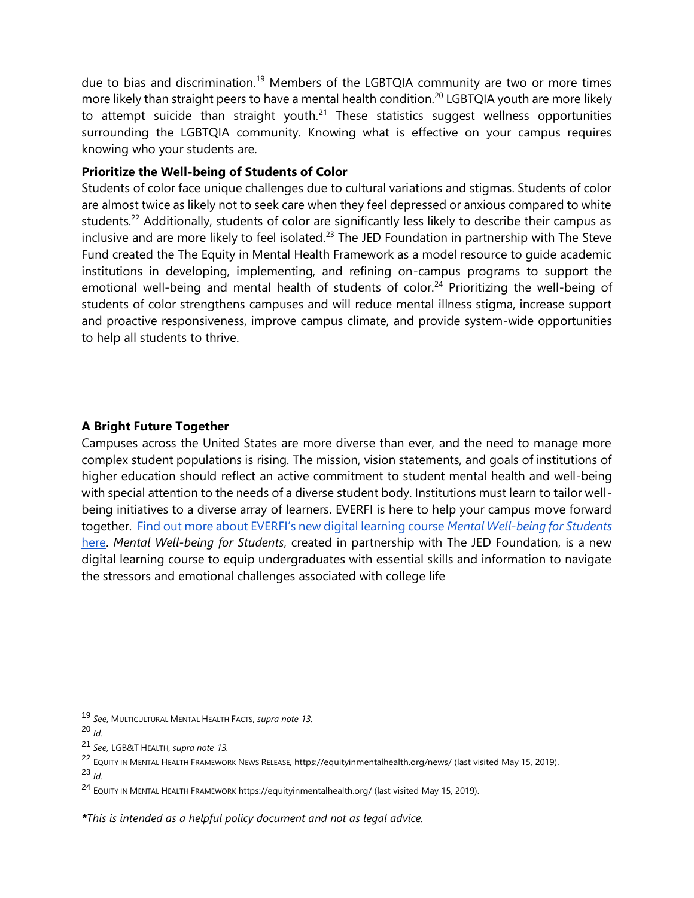due to bias and discrimination.[19] Members of the LGBTQIA community are two or more times more likely than straight peers to have a mental health condition.[20] LGBTQIA youth are more likely to attempt suicide than straight youth.[21] These statistics suggest wellness opportunities surrounding the LGBTQIA community. Knowing what is effective on your campus requires knowing who your students are.

**Prioritize the Well-being of Students of Color**

Students of color face unique challenges due to cultural variations and stigmas. Students of color are almost twice as likely not to seek care when they feel depressed or anxious compared to white students.[22] Additionally, students of color are significantly less likely to describe their campus as inclusive and are more likely to feel isolated.[23] The JED Foundation in partnership with The Steve Fund created the The Equity in Mental Health Framework as a model resource to guide academic institutions in developing, implementing, and refining on-campus programs to support the emotional well-being and mental health of students of color.[24] Prioritizing the well-being of students of color strengthens campuses and will reduce mental illness stigma, increase support and proactive responsiveness, improve campus climate, and provide system-wide opportunities to help all students to thrive.

**A Bright Future Together**

Campuses across the United States are more diverse than ever, and the need to manage more complex student populations is rising. The mission, vision statements, and goals of institutions of higher education should reflect an active commitment to student mental health and well-being with special attention to the needs of a diverse student body. Institutions must learn to tailor well-being initiatives to a diverse array of learners. EVERFI is here to help your campus move forward together. Find out more about EVERFI's new digital learning course *Mental Well-being for Students* here. *Mental Well-being for Students*, created in partnership with The JED Foundation, is a new digital learning course to equip undergraduates with essential skills and information to navigate the stressors and emotional challenges associated with college life

---

19 *See,* MULTICULTURAL MENTAL HEALTH FACTS, *supra note 13.*

20 *Id.*

21 *See,* LGB&T HEALTH, *supra note 13.*

22 EQUITY IN MENTAL HEALTH FRAMEWORK NEWS RELEASE, https://equityinmentalhealth.org/news/ (last visited May 15, 2019).

23 *Id.*

24 EQUITY IN MENTAL HEALTH FRAMEWORK https://equityinmentalhealth.org/ (last visited May 15, 2019).

*\*This is intended as a helpful policy document and not as legal advice.*